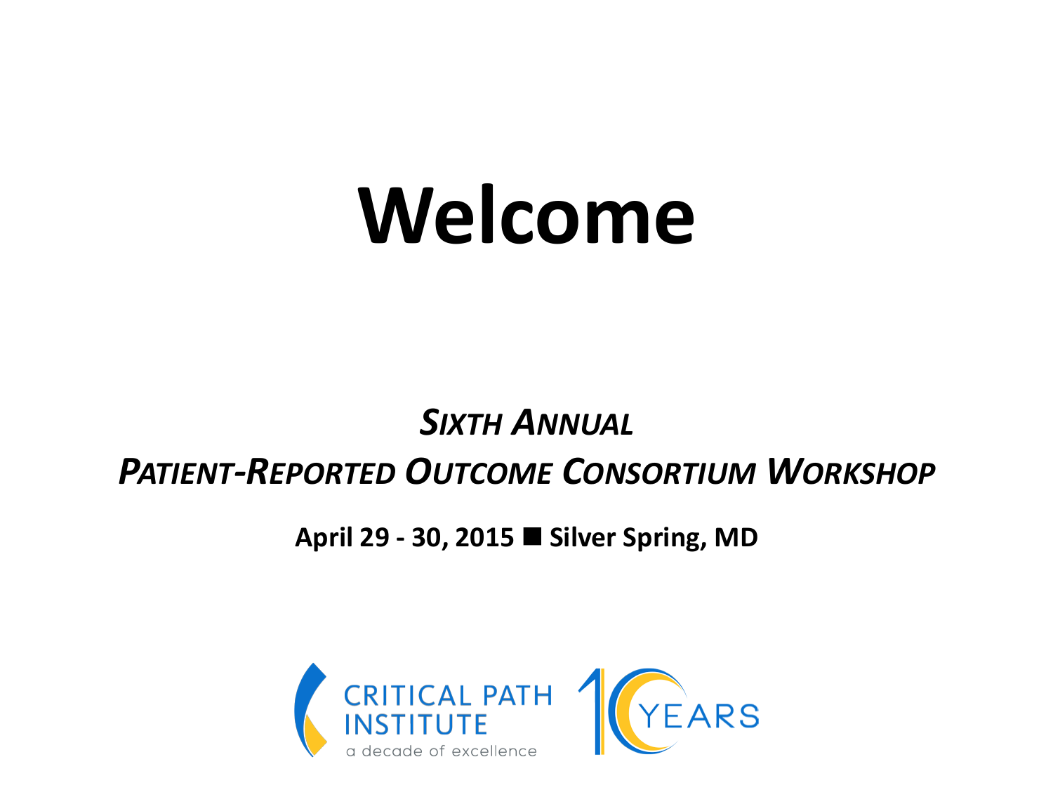# Welcome

***Sixth Annual***

***Patient-Reported Outcome Consortium Workshop***

**April 29 - 30, 2015 ■ Silver Spring, MD**

CRITICAL PATH INSTITUTE

a decade of excellence

10 YEARS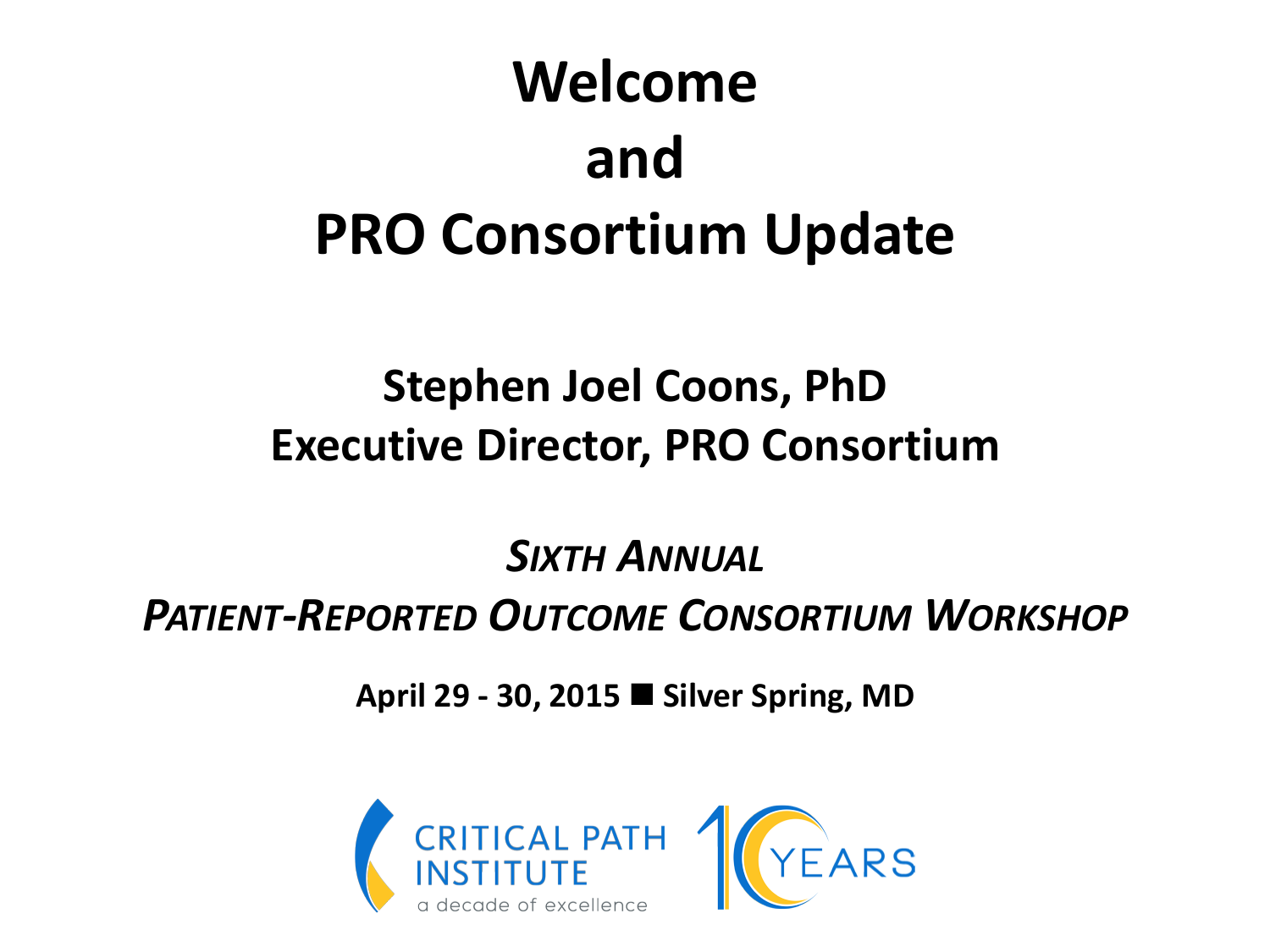# Welcome and PRO Consortium Update

**Stephen Joel Coons, PhD**
**Executive Director, PRO Consortium**

***SIXTH ANNUAL***

***PATIENT-REPORTED OUTCOME CONSORTIUM WORKSHOP***

**April 29 - 30, 2015 ■ Silver Spring, MD**

CRITICAL PATH INSTITUTE
a decade of excellence

10 YEARS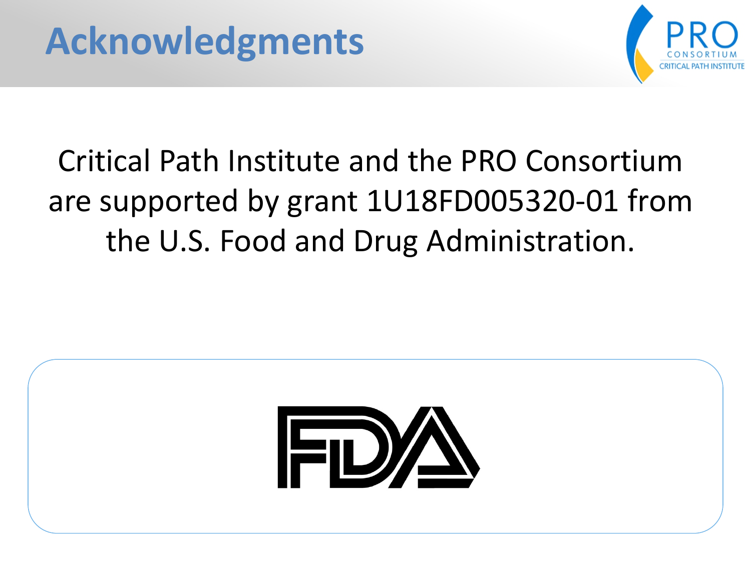# Acknowledgments

Critical Path Institute and the PRO Consortium are supported by grant 1U18FD005320-01 from the U.S. Food and Drug Administration.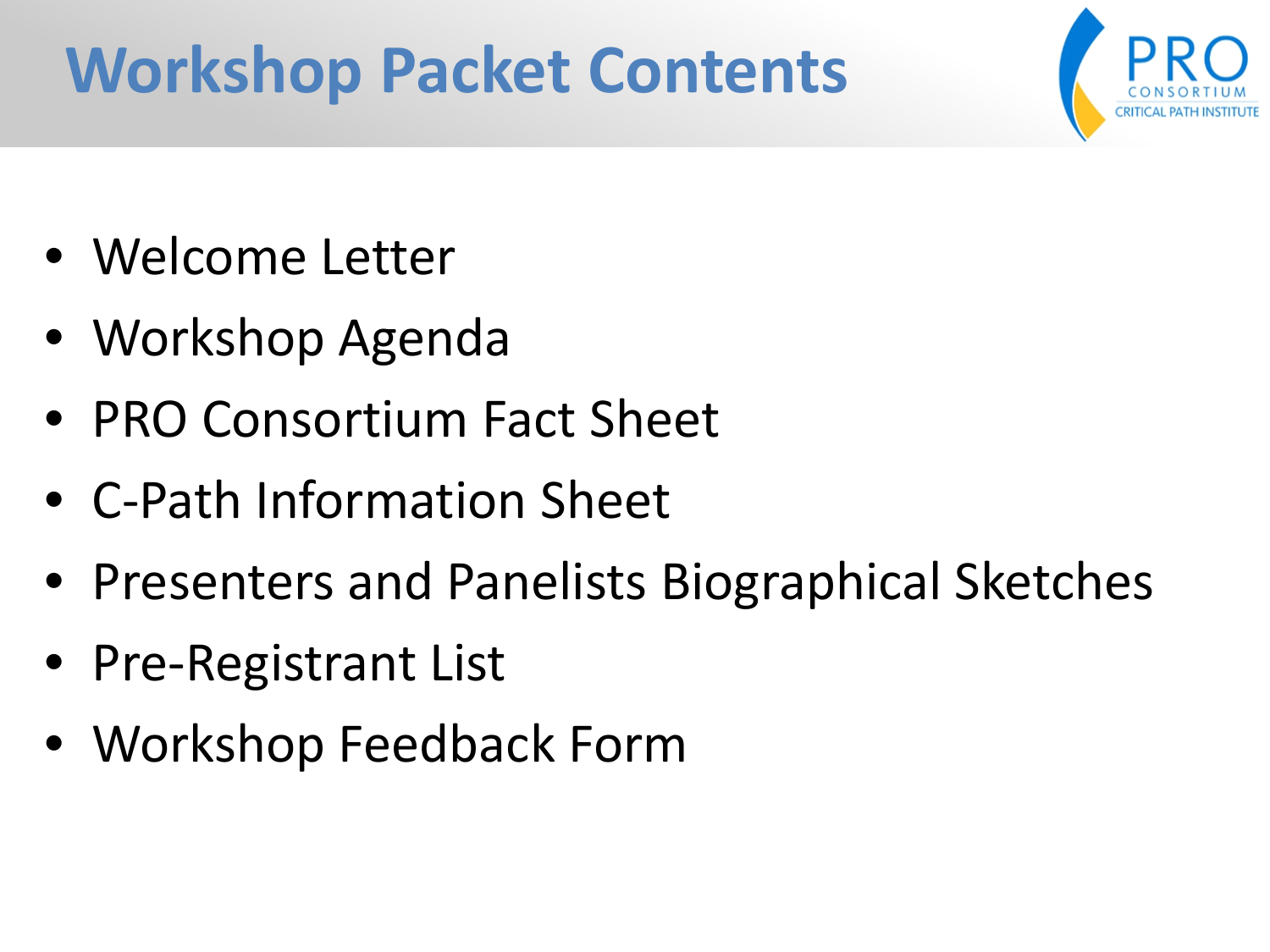# Workshop Packet Contents

- Welcome Letter
- Workshop Agenda
- PRO Consortium Fact Sheet
- C-Path Information Sheet
- Presenters and Panelists Biographical Sketches
- Pre-Registrant List
- Workshop Feedback Form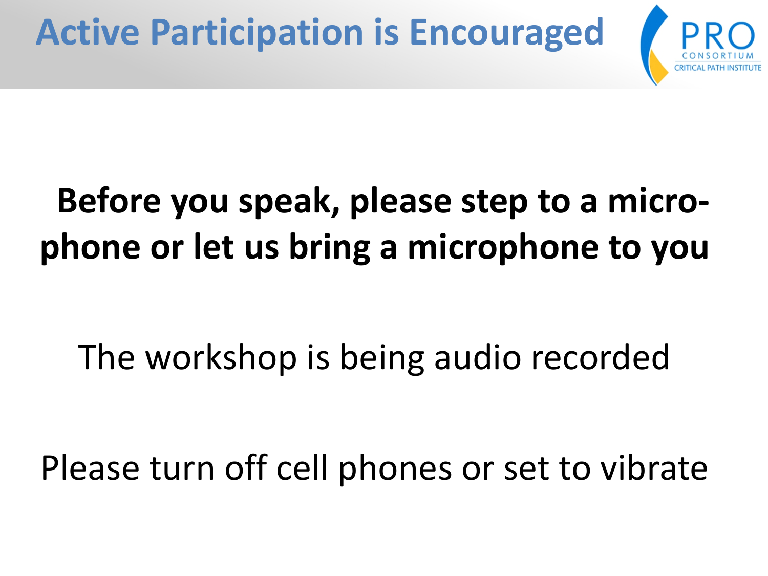# Active Participation is Encouraged

**Before you speak, please step to a micro-phone or let us bring a microphone to you**

The workshop is being audio recorded

Please turn off cell phones or set to vibrate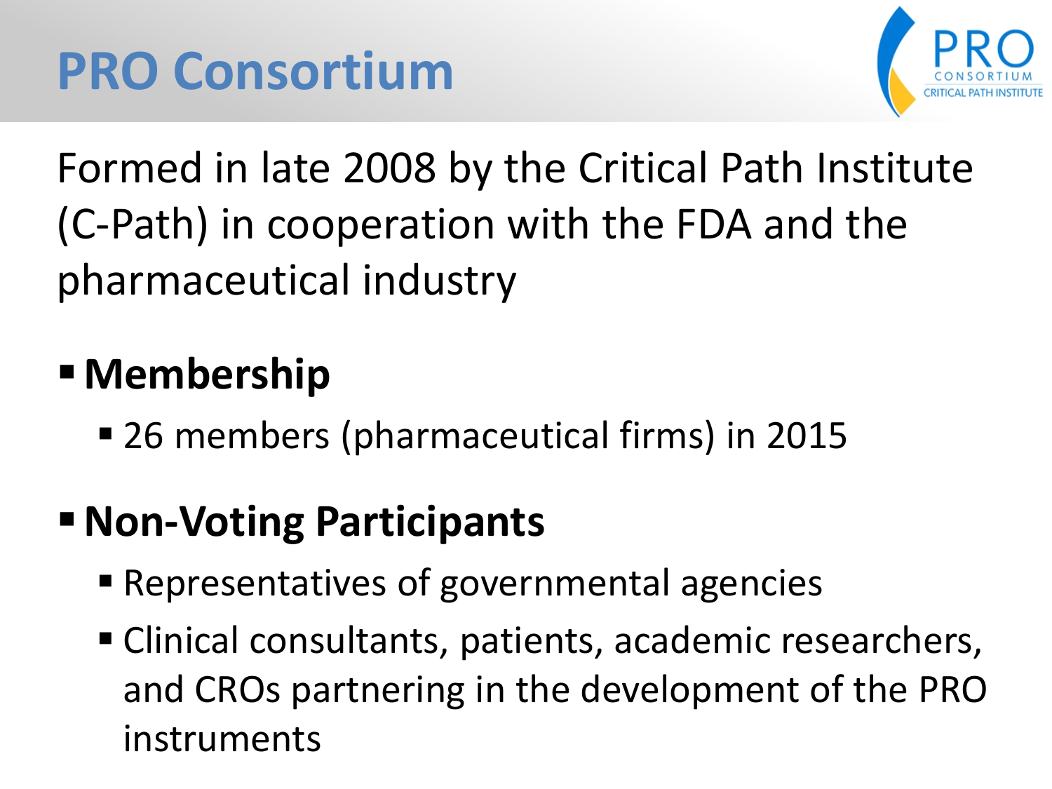# PRO Consortium

Formed in late 2008 by the Critical Path Institute (C-Path) in cooperation with the FDA and the pharmaceutical industry

- **Membership**
  - 26 members (pharmaceutical firms) in 2015
- **Non-Voting Participants**
  - Representatives of governmental agencies
  - Clinical consultants, patients, academic researchers, and CROs partnering in the development of the PRO instruments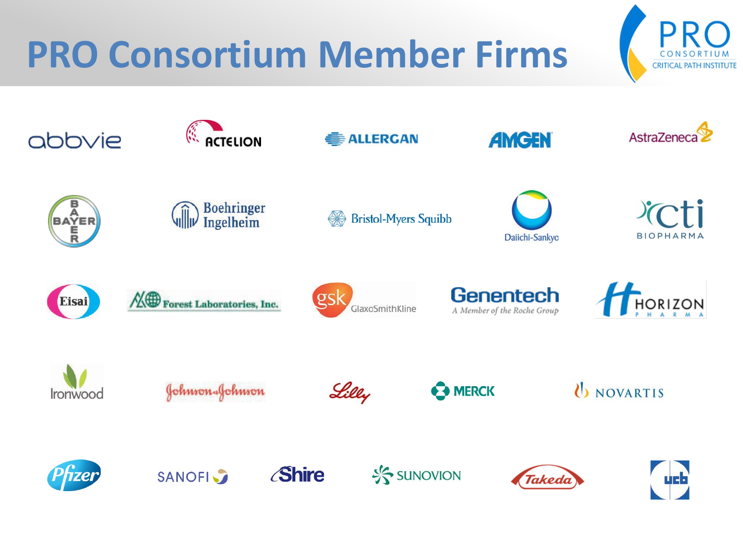# PRO Consortium Member Firms

abbvie

ACTELION

ALLERGAN

AMGEN

AstraZeneca

BAYER

Boehringer Ingelheim

Bristol-Myers Squibb

Daiichi-Sankyo

cti BIOPHARMA

Eisai

Forest Laboratories, Inc.

gsk GlaxoSmithKline

Genentech A Member of the Roche Group

HORIZON PHARMA

Ironwood

Johnson & Johnson

Lilly

MERCK

NOVARTIS

Pfizer

SANOFI

Shire

SUNOVION

Takeda

ucb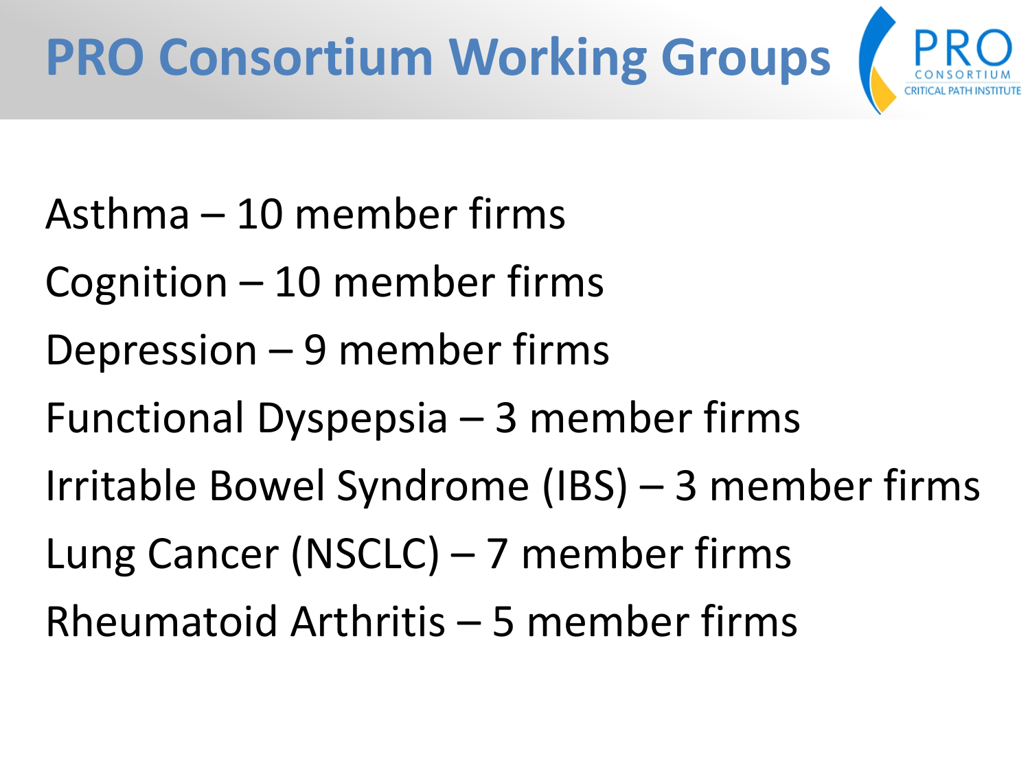# PRO Consortium Working Groups

Asthma – 10 member firms

Cognition – 10 member firms

Depression – 9 member firms

Functional Dyspepsia – 3 member firms

Irritable Bowel Syndrome (IBS) – 3 member firms

Lung Cancer (NSCLC) – 7 member firms

Rheumatoid Arthritis – 5 member firms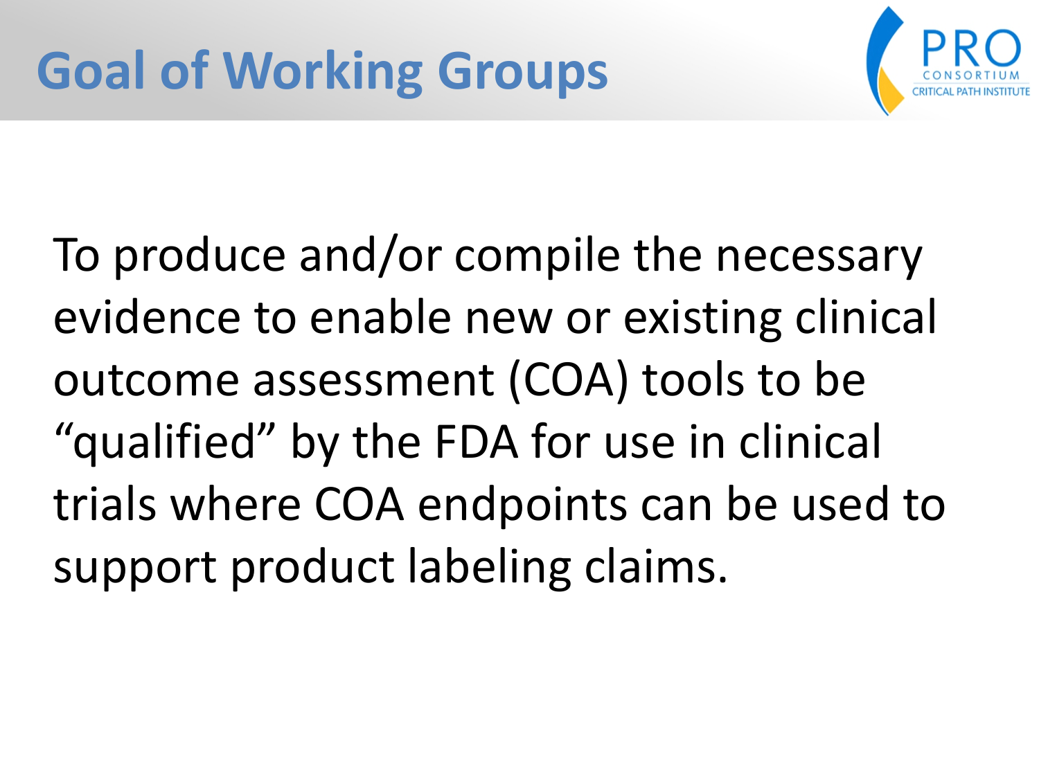# Goal of Working Groups

To produce and/or compile the necessary evidence to enable new or existing clinical outcome assessment (COA) tools to be "qualified" by the FDA for use in clinical trials where COA endpoints can be used to support product labeling claims.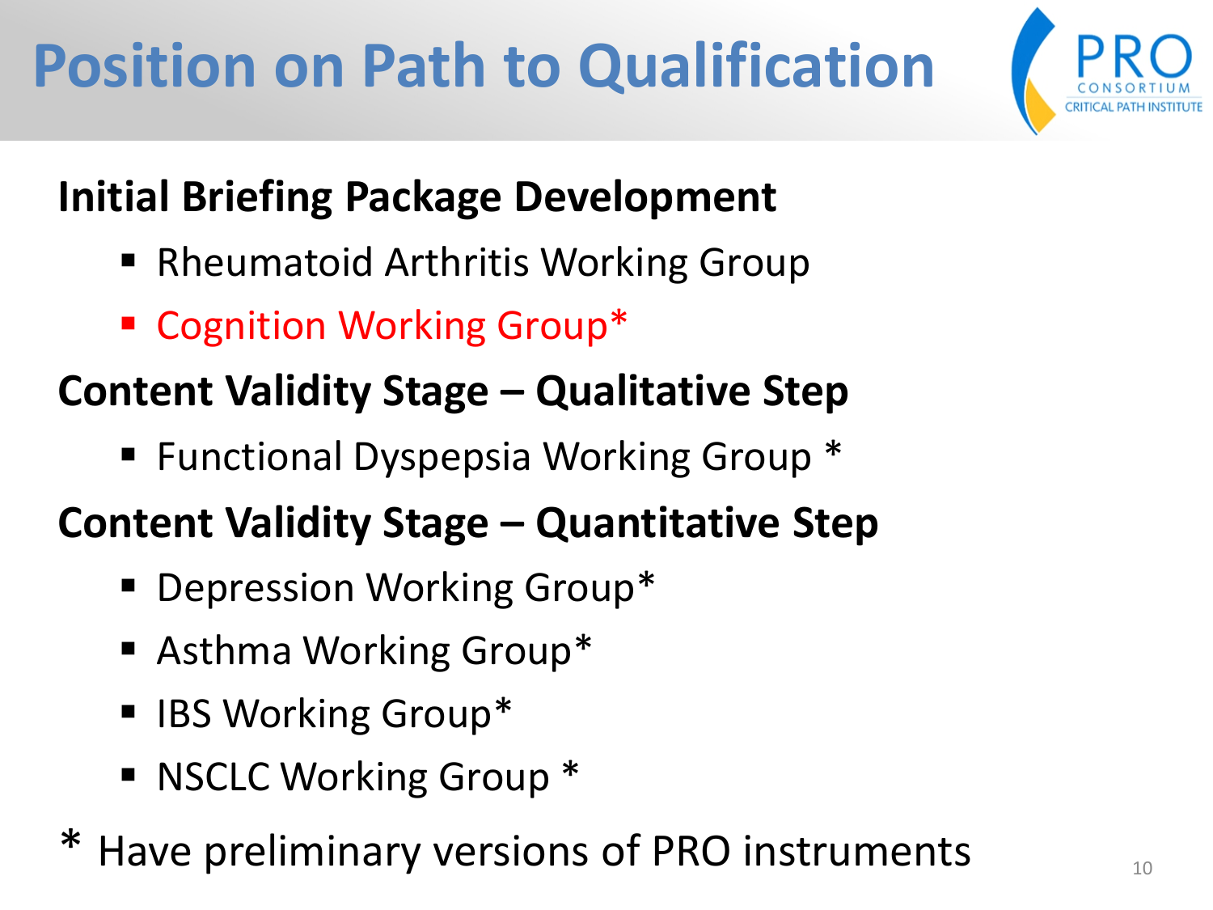# Position on Path to Qualification

**Initial Briefing Package Development**

- Rheumatoid Arthritis Working Group
- Cognition Working Group*

**Content Validity Stage – Qualitative Step**

- Functional Dyspepsia Working Group *

**Content Validity Stage – Quantitative Step**

- Depression Working Group*
- Asthma Working Group*
- IBS Working Group*
- NSCLC Working Group *

\* Have preliminary versions of PRO instruments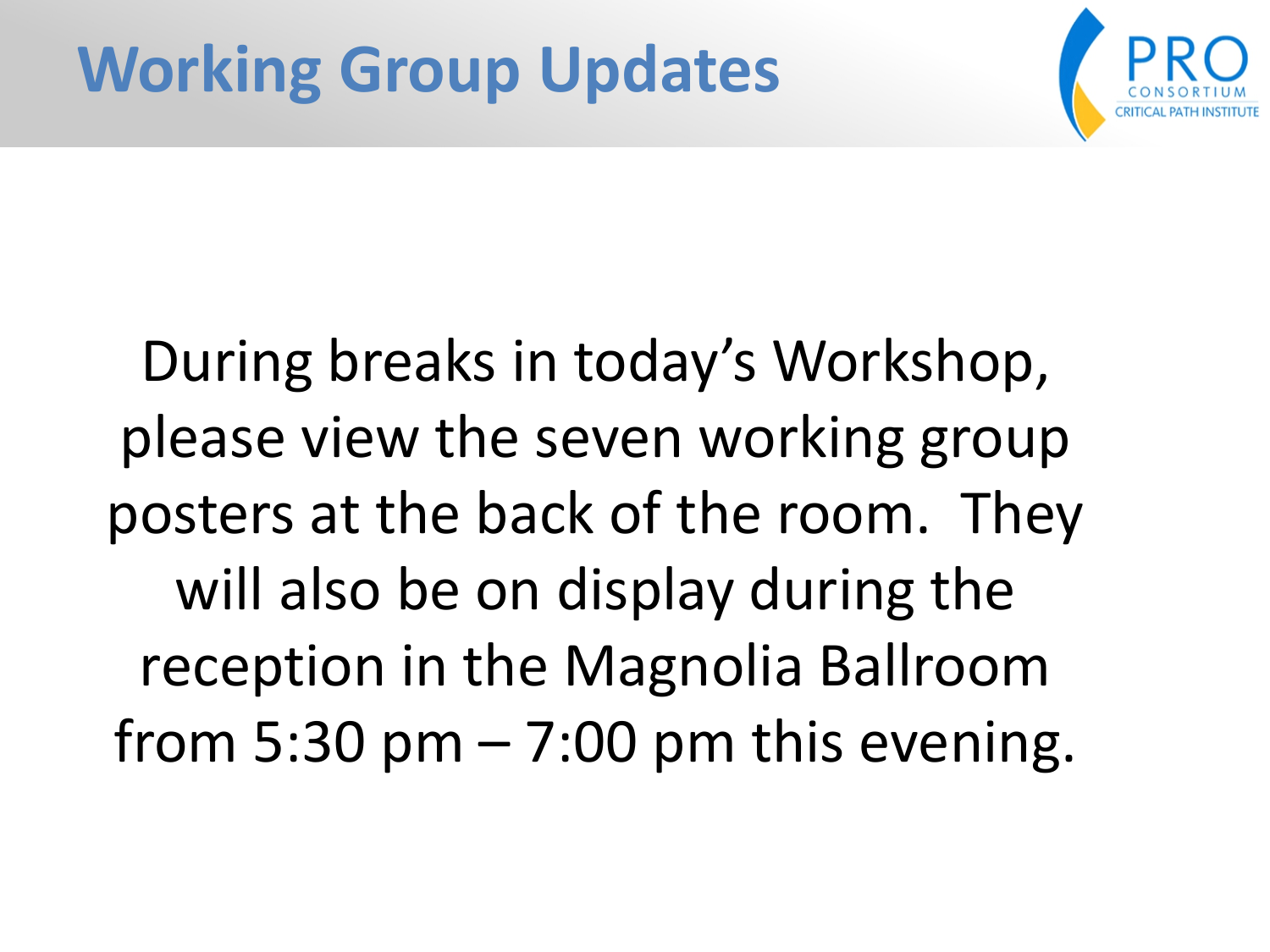# Working Group Updates

During breaks in today's Workshop, please view the seven working group posters at the back of the room. They will also be on display during the reception in the Magnolia Ballroom from 5:30 pm – 7:00 pm this evening.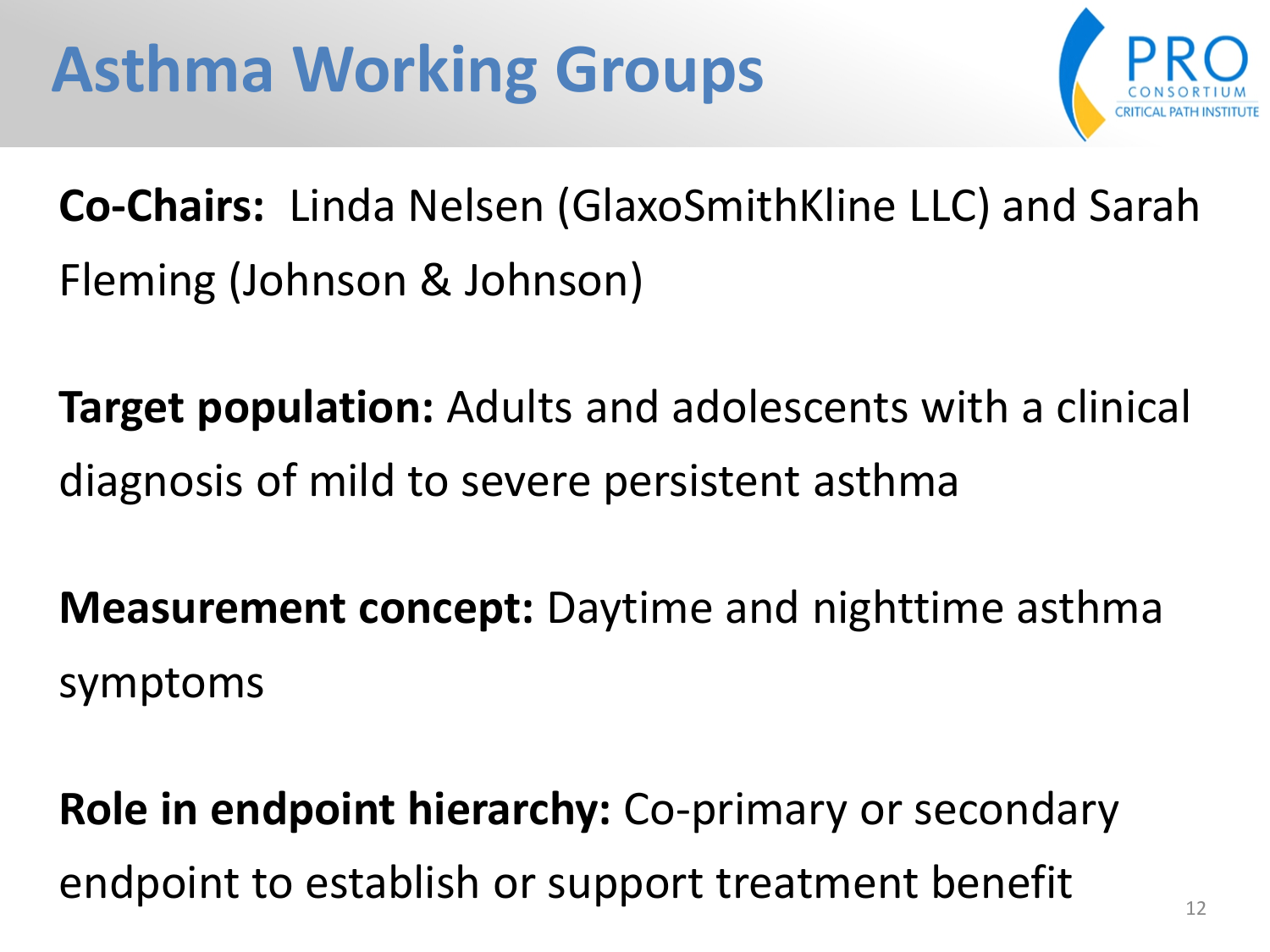# Asthma Working Groups

**Co-Chairs:** Linda Nelsen (GlaxoSmithKline LLC) and Sarah Fleming (Johnson & Johnson)

**Target population:** Adults and adolescents with a clinical diagnosis of mild to severe persistent asthma

**Measurement concept:** Daytime and nighttime asthma symptoms

**Role in endpoint hierarchy:** Co-primary or secondary endpoint to establish or support treatment benefit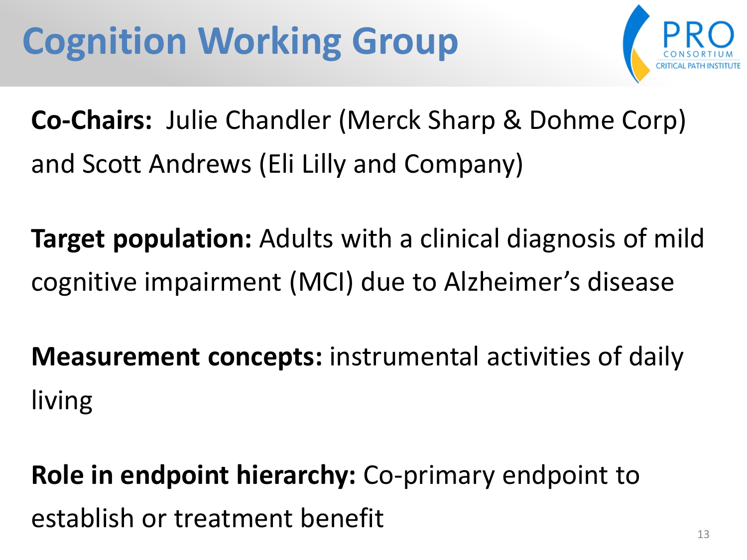# Cognition Working Group

**Co-Chairs:** Julie Chandler (Merck Sharp & Dohme Corp) and Scott Andrews (Eli Lilly and Company)

**Target population:** Adults with a clinical diagnosis of mild cognitive impairment (MCI) due to Alzheimer's disease

**Measurement concepts:** instrumental activities of daily living

**Role in endpoint hierarchy:** Co-primary endpoint to establish or treatment benefit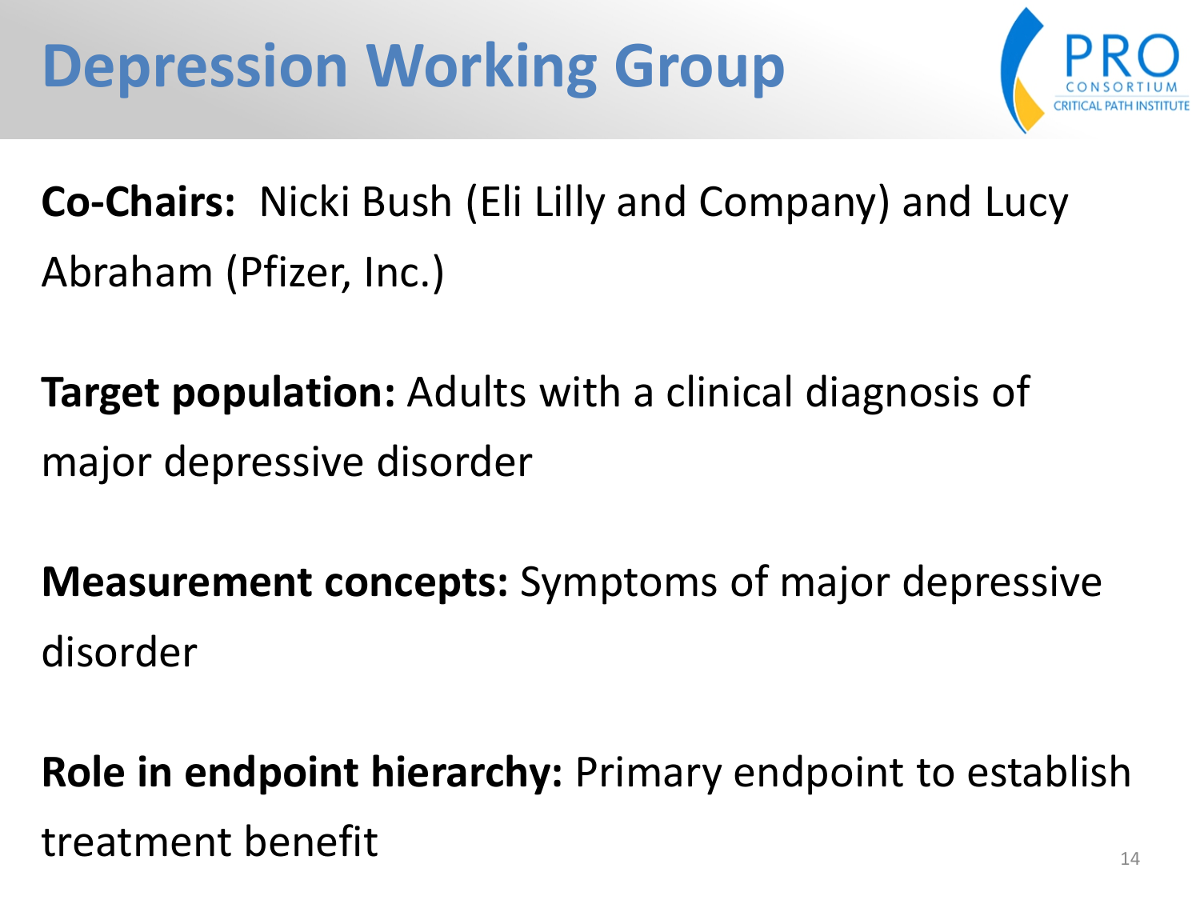# Depression Working Group

**Co-Chairs:** Nicki Bush (Eli Lilly and Company) and Lucy Abraham (Pfizer, Inc.)

**Target population:** Adults with a clinical diagnosis of major depressive disorder

**Measurement concepts:** Symptoms of major depressive disorder

**Role in endpoint hierarchy:** Primary endpoint to establish treatment benefit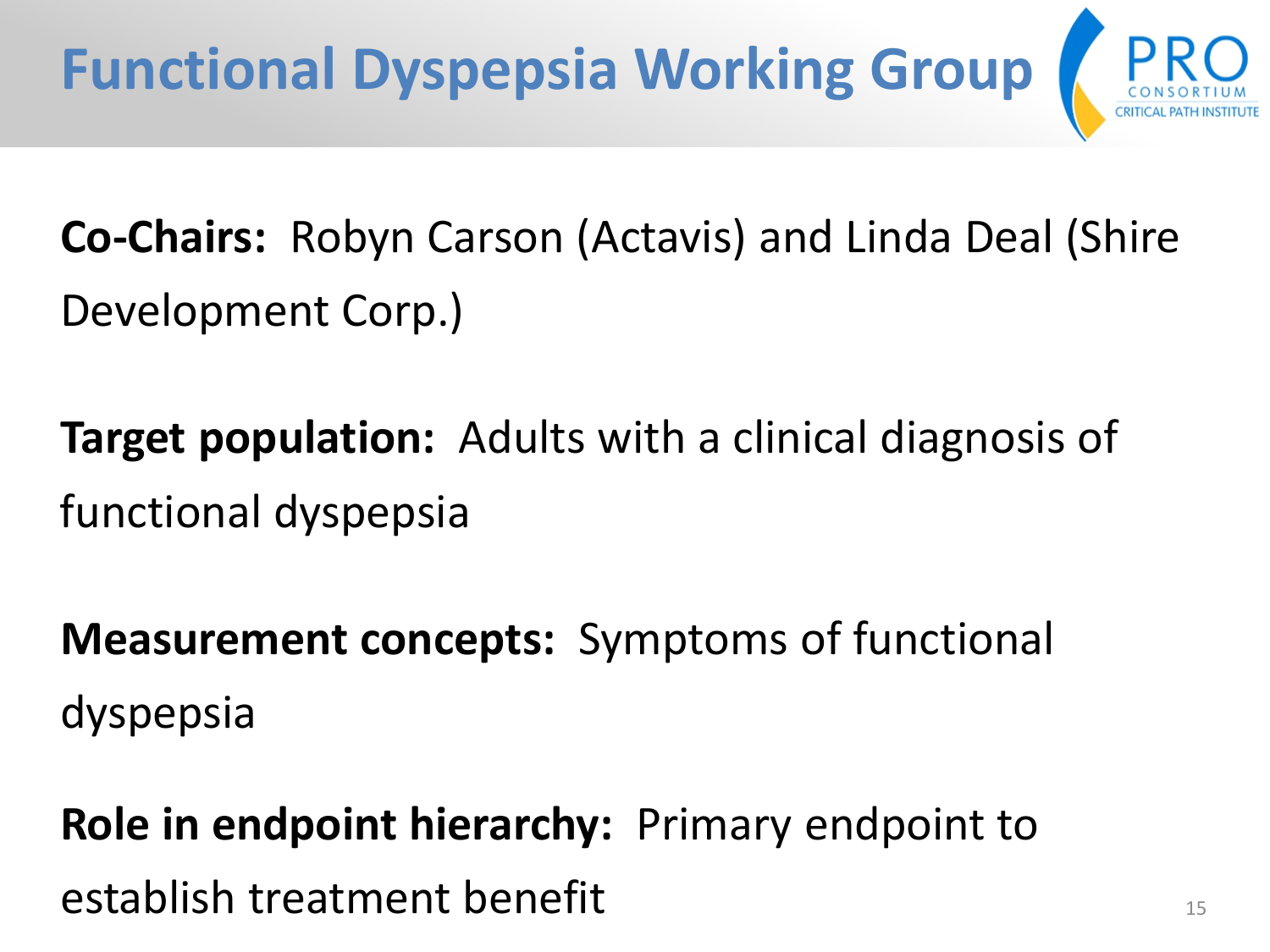# Functional Dyspepsia Working Group

**Co-Chairs:** Robyn Carson (Actavis) and Linda Deal (Shire Development Corp.)

**Target population:** Adults with a clinical diagnosis of functional dyspepsia

**Measurement concepts:** Symptoms of functional dyspepsia

**Role in endpoint hierarchy:** Primary endpoint to establish treatment benefit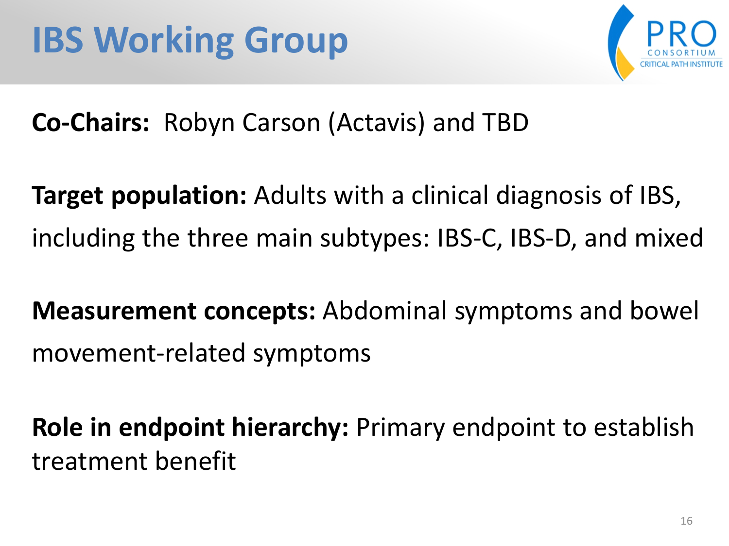# IBS Working Group

**Co-Chairs:** Robyn Carson (Actavis) and TBD

**Target population:** Adults with a clinical diagnosis of IBS, including the three main subtypes: IBS-C, IBS-D, and mixed

**Measurement concepts:** Abdominal symptoms and bowel movement-related symptoms

**Role in endpoint hierarchy:** Primary endpoint to establish treatment benefit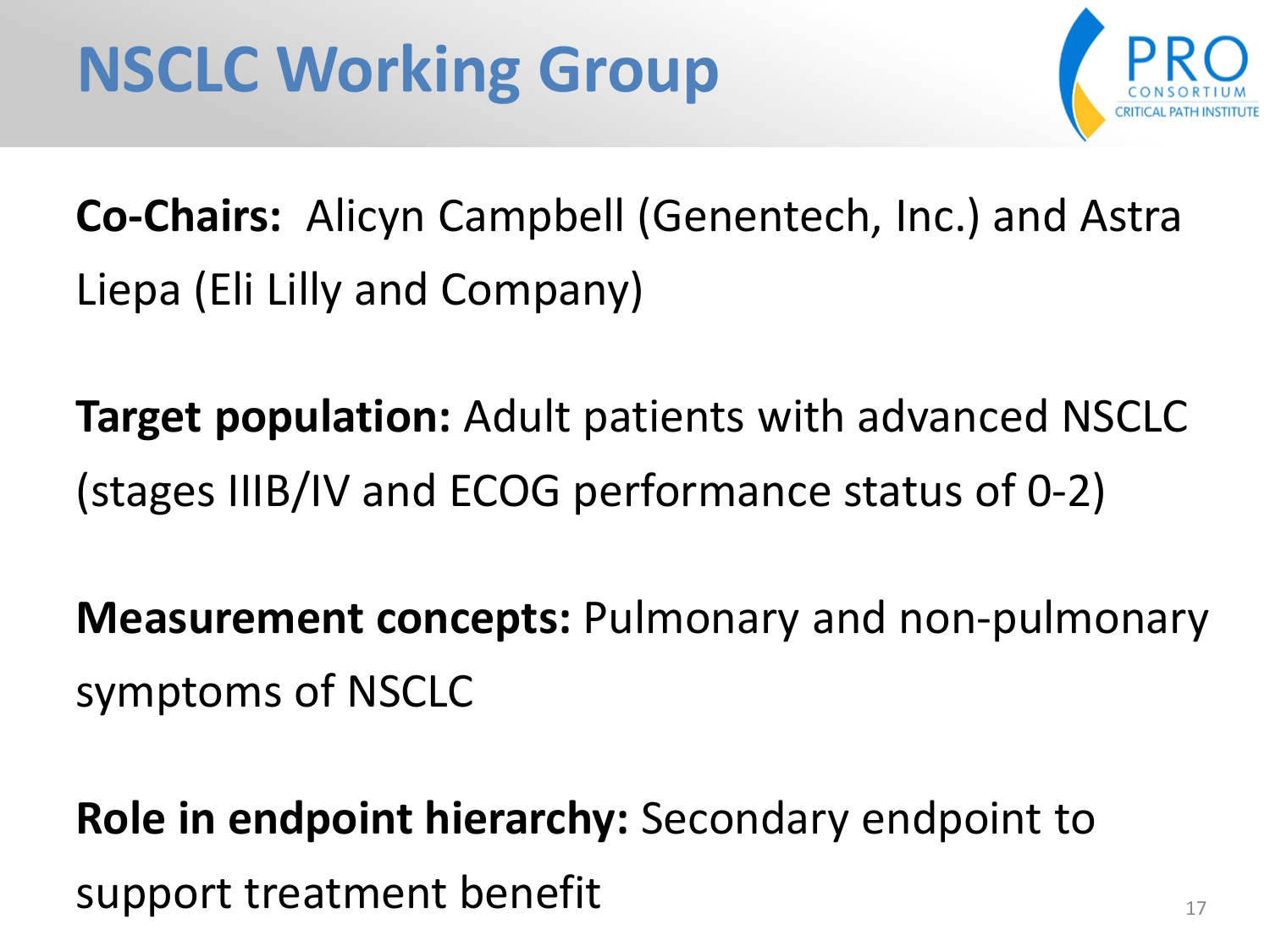# NSCLC Working Group

**Co-Chairs:** Alicyn Campbell (Genentech, Inc.) and Astra Liepa (Eli Lilly and Company)

**Target population:** Adult patients with advanced NSCLC (stages IIIB/IV and ECOG performance status of 0-2)

**Measurement concepts:** Pulmonary and non-pulmonary symptoms of NSCLC

**Role in endpoint hierarchy:** Secondary endpoint to support treatment benefit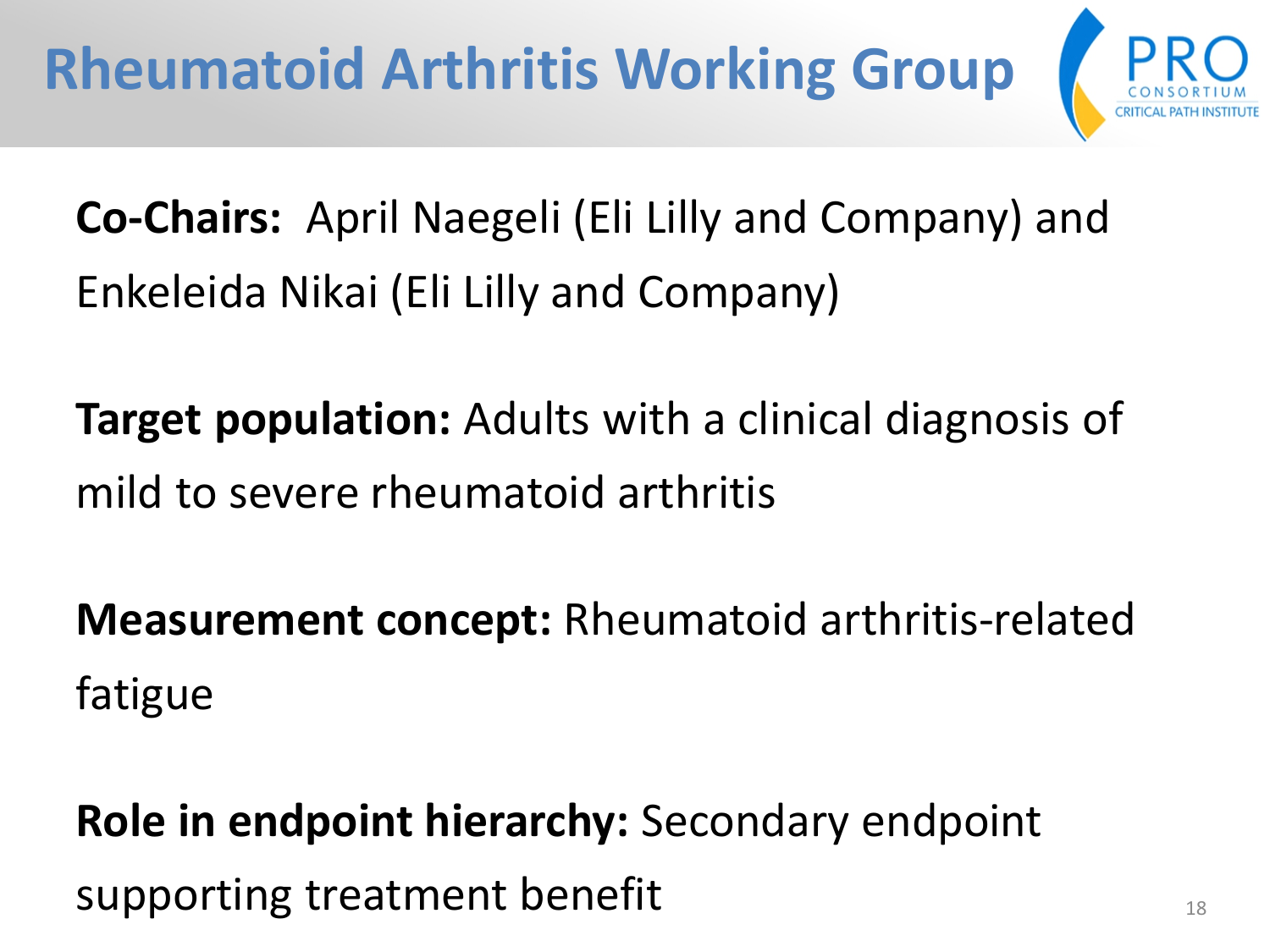# Rheumatoid Arthritis Working Group

**Co-Chairs:** April Naegeli (Eli Lilly and Company) and Enkeleida Nikai (Eli Lilly and Company)

**Target population:** Adults with a clinical diagnosis of mild to severe rheumatoid arthritis

**Measurement concept:** Rheumatoid arthritis-related fatigue

**Role in endpoint hierarchy:** Secondary endpoint supporting treatment benefit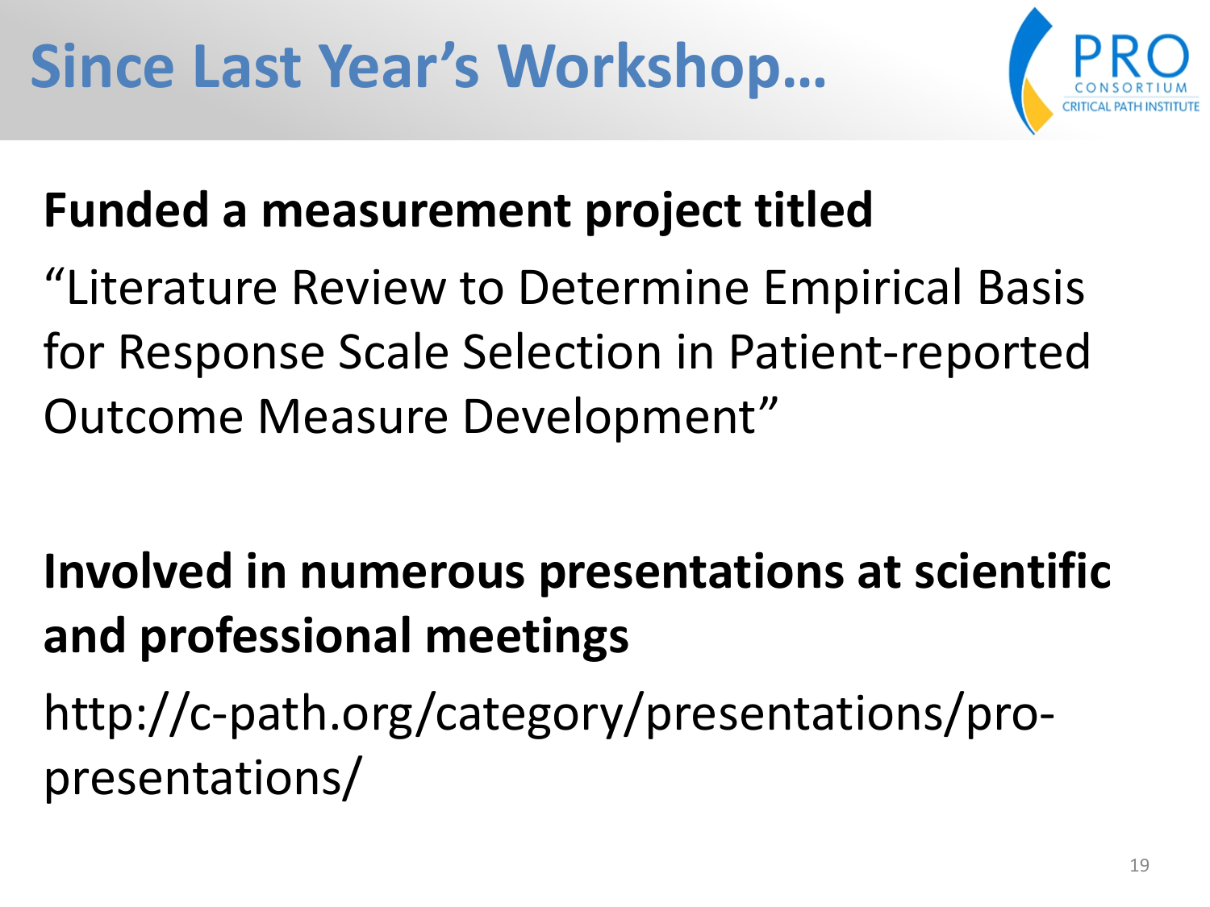# Since Last Year's Workshop…

**Funded a measurement project titled**

"Literature Review to Determine Empirical Basis for Response Scale Selection in Patient-reported Outcome Measure Development"

**Involved in numerous presentations at scientific and professional meetings**

http://c-path.org/category/presentations/pro-presentations/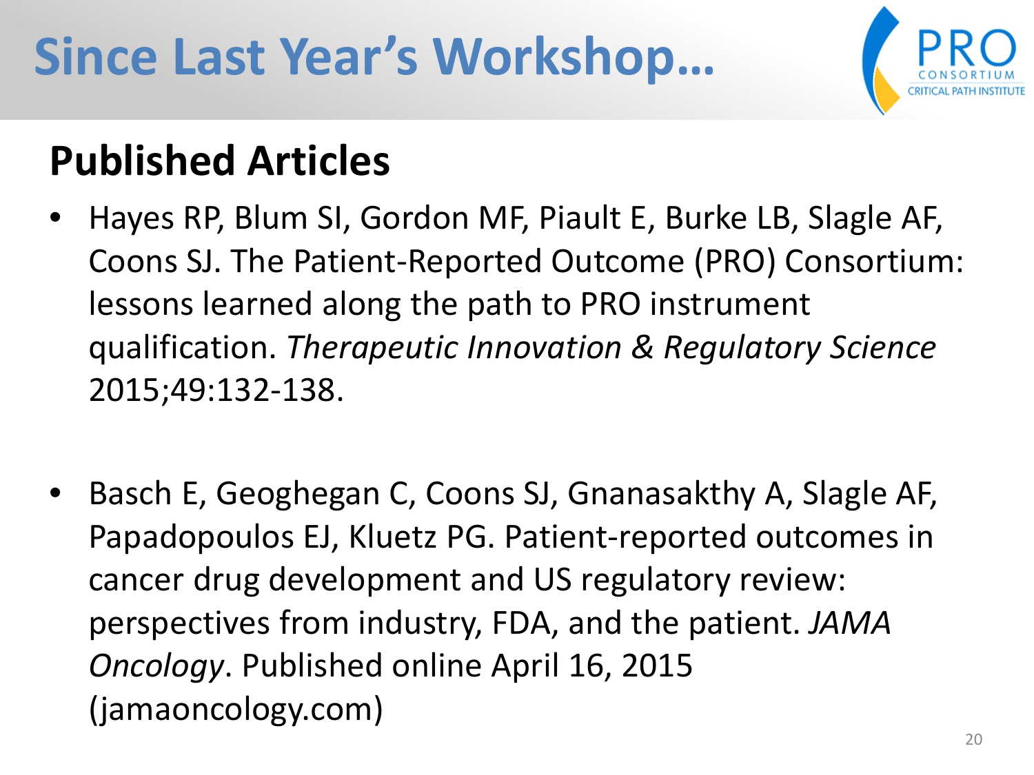# Since Last Year's Workshop…

## Published Articles

- Hayes RP, Blum SI, Gordon MF, Piault E, Burke LB, Slagle AF, Coons SJ. The Patient-Reported Outcome (PRO) Consortium: lessons learned along the path to PRO instrument qualification. *Therapeutic Innovation & Regulatory Science* 2015;49:132-138.

- Basch E, Geoghegan C, Coons SJ, Gnanasakthy A, Slagle AF, Papadopoulos EJ, Kluetz PG. Patient-reported outcomes in cancer drug development and US regulatory review: perspectives from industry, FDA, and the patient. *JAMA Oncology*. Published online April 16, 2015 (jamaoncology.com)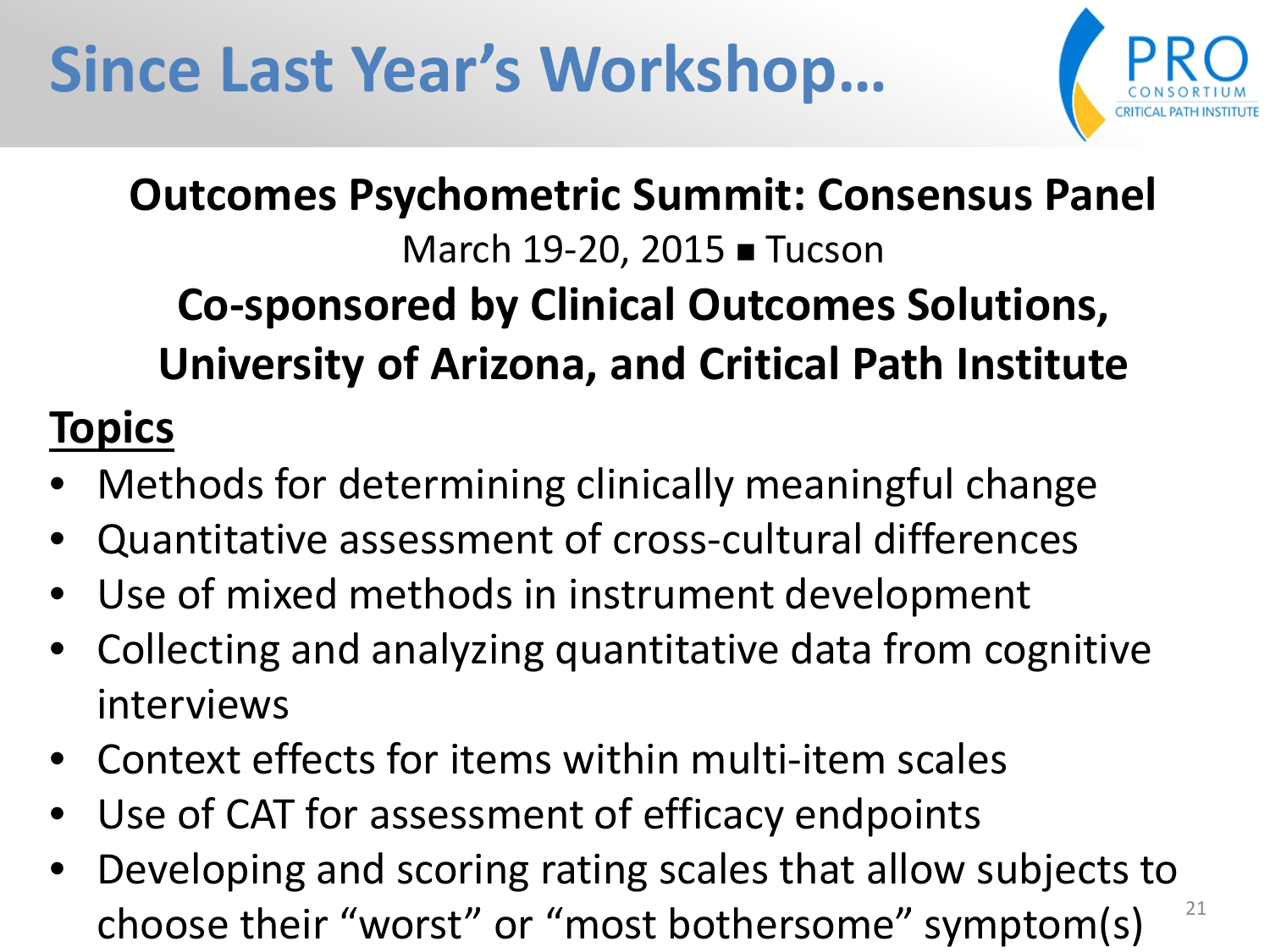# Since Last Year's Workshop…

**Outcomes Psychometric Summit: Consensus Panel**

March 19-20, 2015 ■ Tucson

**Co-sponsored by Clinical Outcomes Solutions, University of Arizona, and Critical Path Institute**

**Topics**

- Methods for determining clinically meaningful change
- Quantitative assessment of cross-cultural differences
- Use of mixed methods in instrument development
- Collecting and analyzing quantitative data from cognitive interviews
- Context effects for items within multi-item scales
- Use of CAT for assessment of efficacy endpoints
- Developing and scoring rating scales that allow subjects to choose their "worst" or "most bothersome" symptom(s)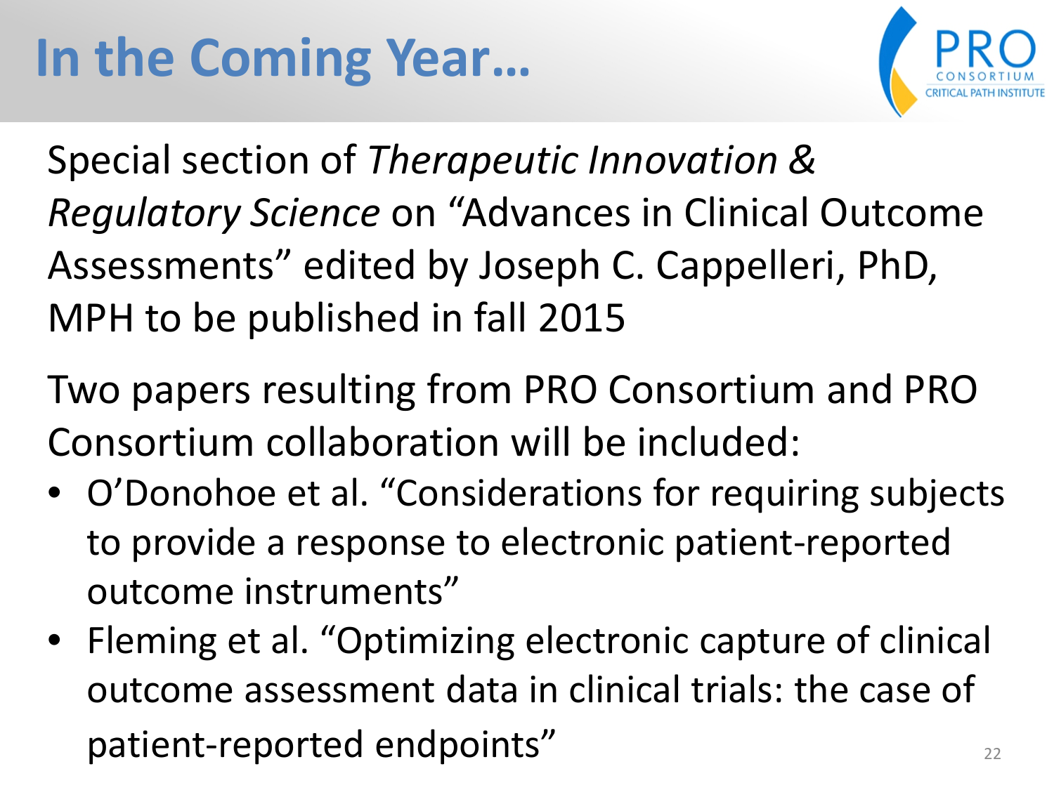# In the Coming Year…

Special section of *Therapeutic Innovation & Regulatory Science* on "Advances in Clinical Outcome Assessments" edited by Joseph C. Cappelleri, PhD, MPH to be published in fall 2015

Two papers resulting from PRO Consortium and PRO Consortium collaboration will be included:

- O'Donohoe et al. "Considerations for requiring subjects to provide a response to electronic patient-reported outcome instruments"
- Fleming et al. "Optimizing electronic capture of clinical outcome assessment data in clinical trials: the case of patient-reported endpoints"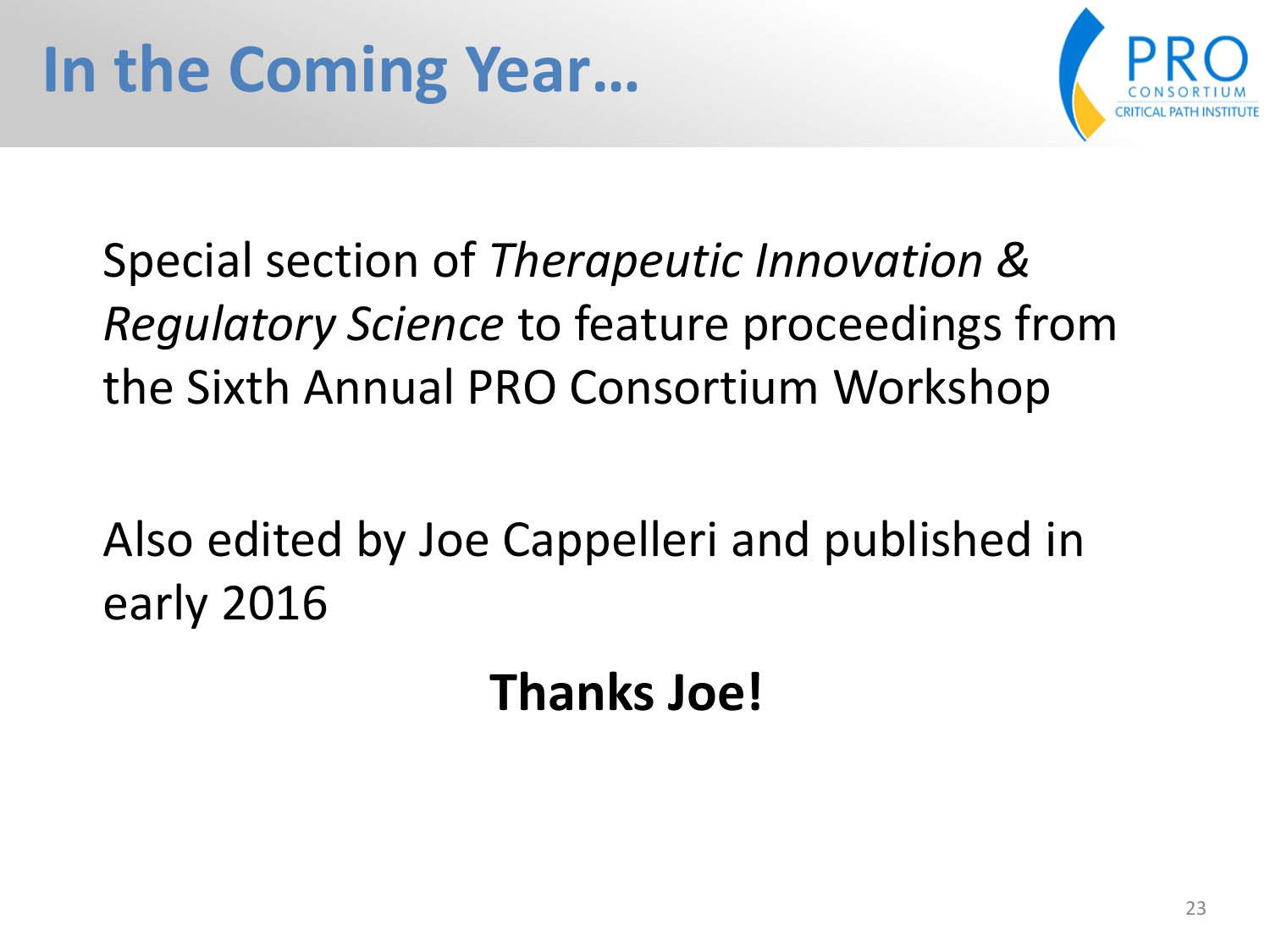# In the Coming Year…

Special section of *Therapeutic Innovation & Regulatory Science* to feature proceedings from the Sixth Annual PRO Consortium Workshop

Also edited by Joe Cappelleri and published in early 2016

**Thanks Joe!**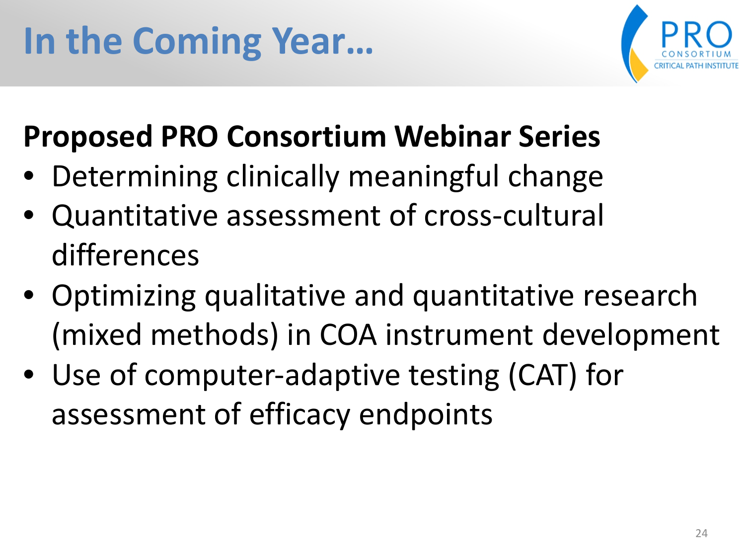# In the Coming Year…

**Proposed PRO Consortium Webinar Series**

- Determining clinically meaningful change
- Quantitative assessment of cross-cultural differences
- Optimizing qualitative and quantitative research (mixed methods) in COA instrument development
- Use of computer-adaptive testing (CAT) for assessment of efficacy endpoints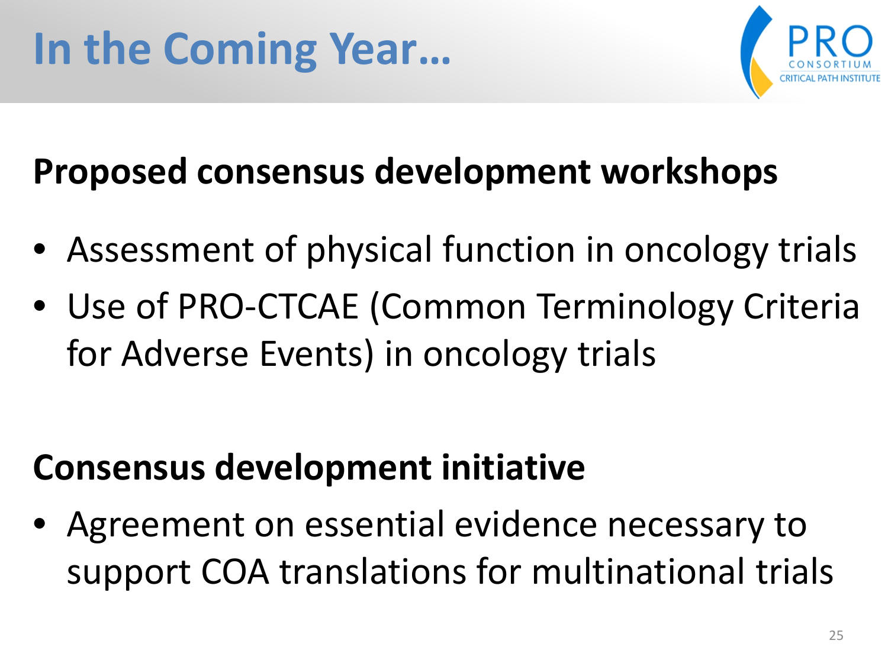# In the Coming Year…

**Proposed consensus development workshops**

- Assessment of physical function in oncology trials
- Use of PRO-CTCAE (Common Terminology Criteria for Adverse Events) in oncology trials

**Consensus development initiative**

- Agreement on essential evidence necessary to support COA translations for multinational trials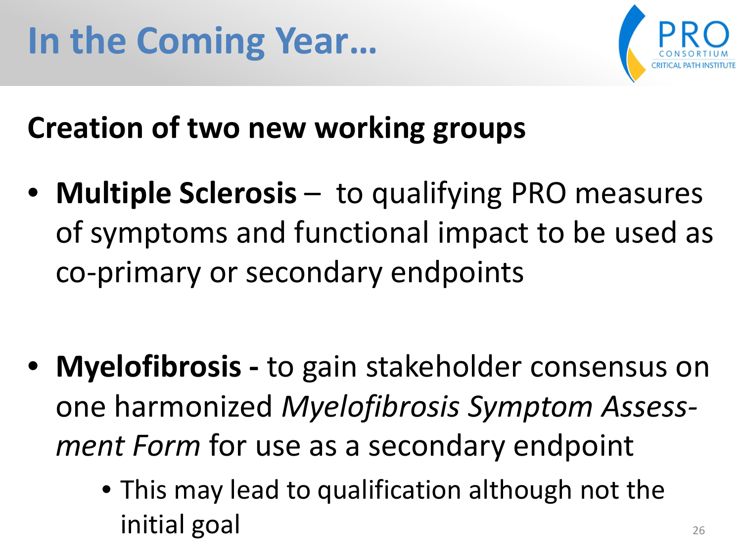# In the Coming Year…

**Creation of two new working groups**

- **Multiple Sclerosis** – to qualifying PRO measures of symptoms and functional impact to be used as co-primary or secondary endpoints

- **Myelofibrosis -** to gain stakeholder consensus on one harmonized *Myelofibrosis Symptom Assess-ment Form* for use as a secondary endpoint
  - This may lead to qualification although not the initial goal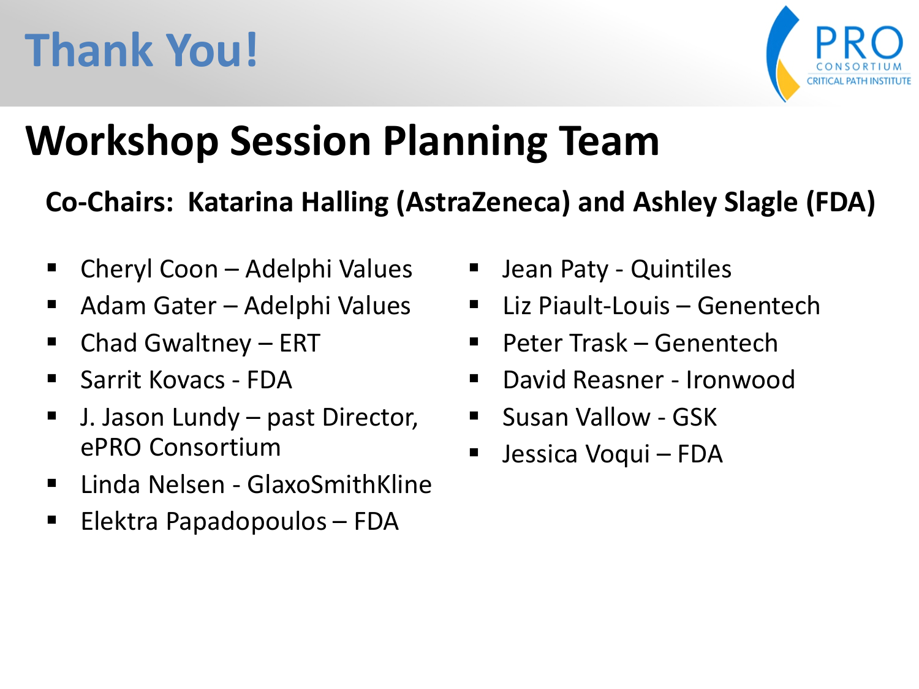# Thank You!

## Workshop Session Planning Team

**Co-Chairs: Katarina Halling (AstraZeneca) and Ashley Slagle (FDA)**

- Cheryl Coon – Adelphi Values
- Adam Gater – Adelphi Values
- Chad Gwaltney – ERT
- Sarrit Kovacs - FDA
- J. Jason Lundy – past Director, ePRO Consortium
- Linda Nelsen - GlaxoSmithKline
- Elektra Papadopoulos – FDA
- Jean Paty - Quintiles
- Liz Piault-Louis – Genentech
- Peter Trask – Genentech
- David Reasner - Ironwood
- Susan Vallow - GSK
- Jessica Voqui – FDA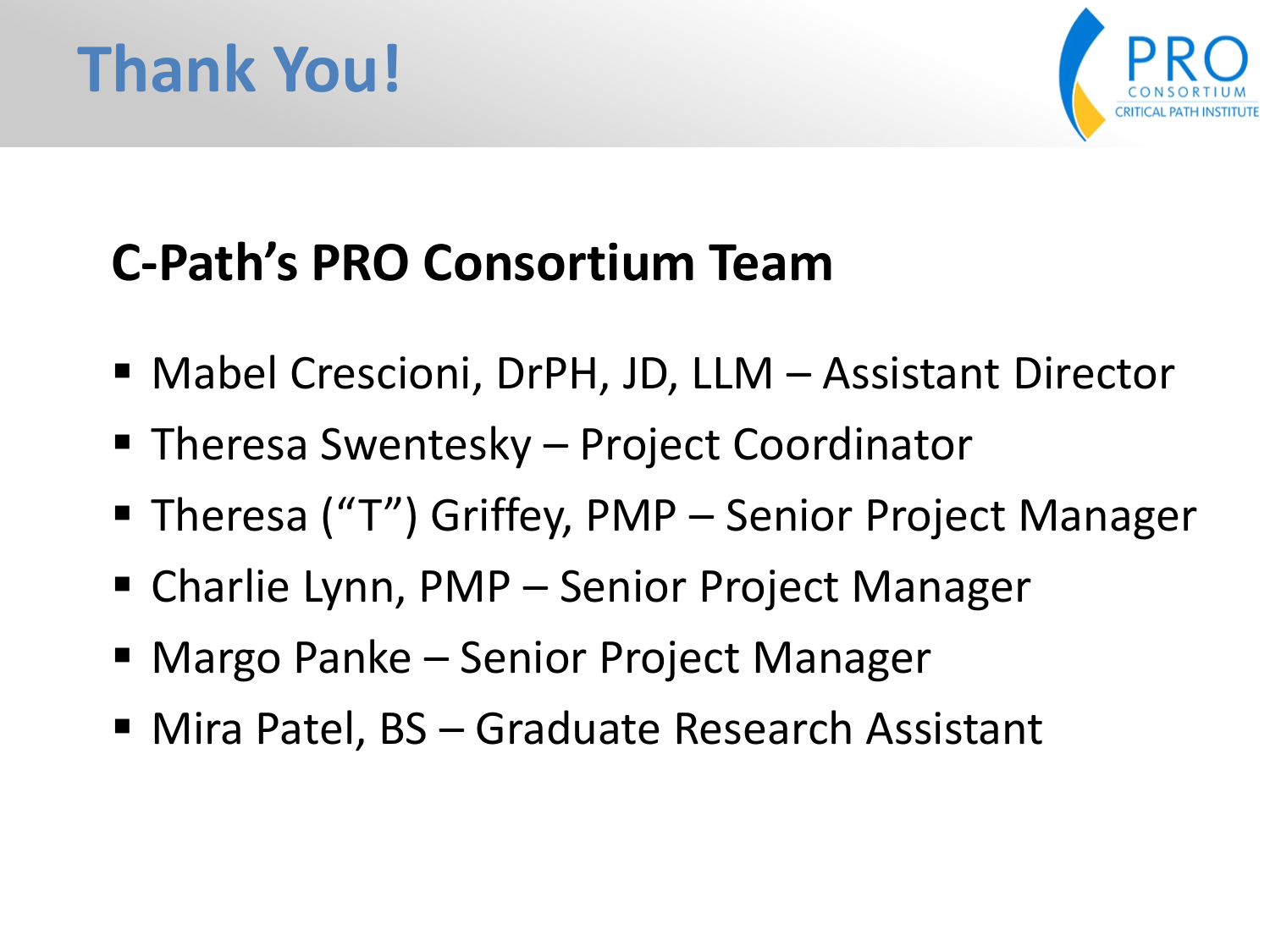# Thank You!

## C-Path's PRO Consortium Team

- Mabel Crescioni, DrPH, JD, LLM – Assistant Director
- Theresa Swentesky – Project Coordinator
- Theresa ("T") Griffey, PMP – Senior Project Manager
- Charlie Lynn, PMP – Senior Project Manager
- Margo Panke – Senior Project Manager
- Mira Patel, BS – Graduate Research Assistant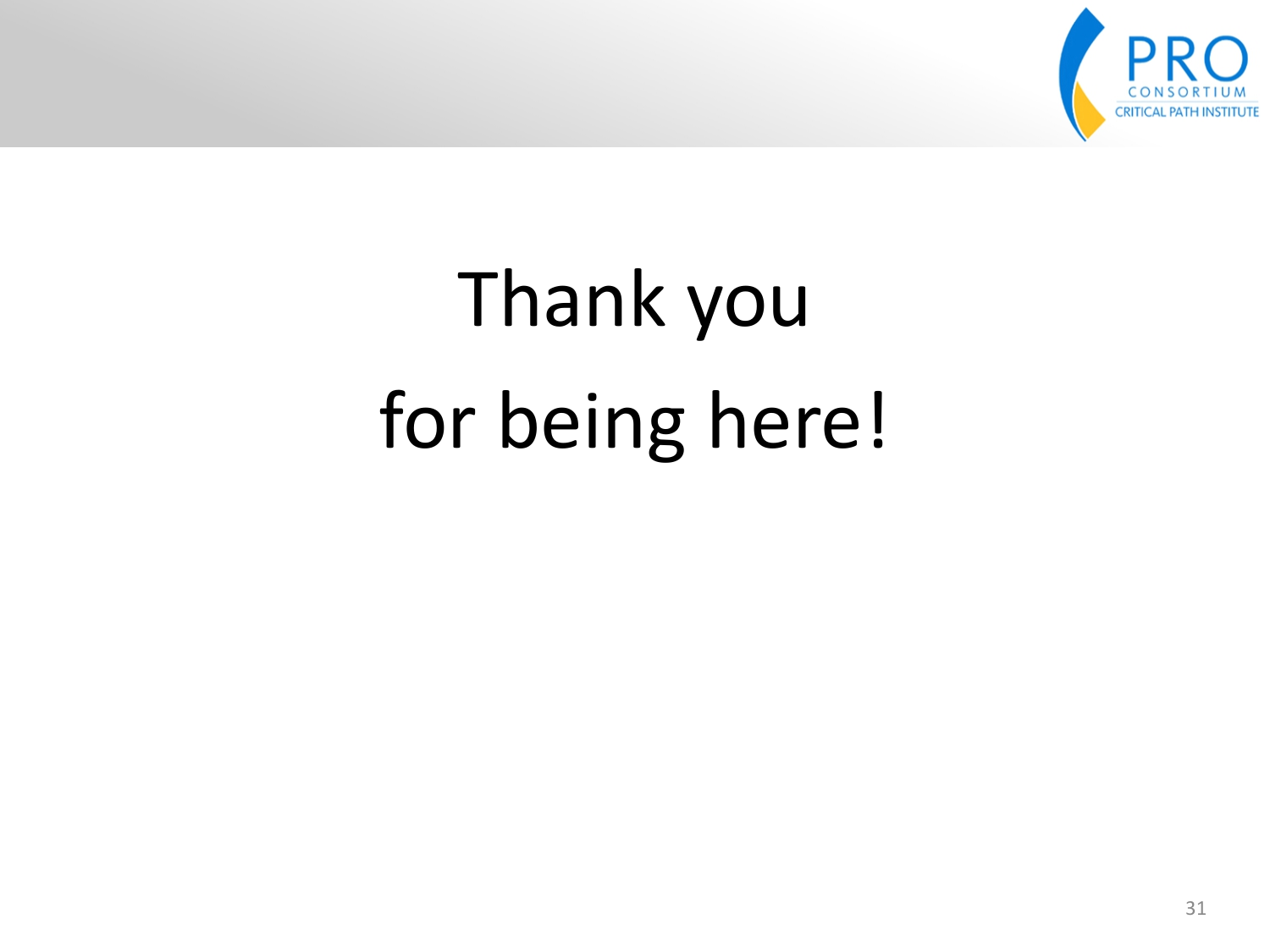# Thank you

# for being here!